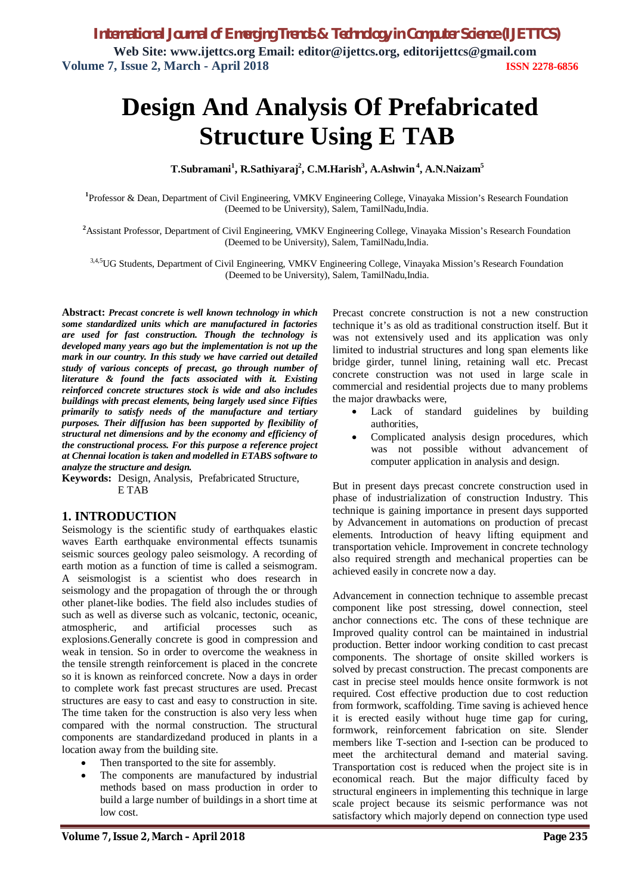# Design And Analysis Of Prefabricated Structure Using E TAB

**T.Subramani[1], R.Sathiyaraj[2], C.M.Harish[3], A.Ashwin[4], A.N.Naizam[5]**

[1]Professor & Dean, Department of Civil Engineering, VMKV Engineering College, Vinayaka Mission's Research Foundation (Deemed to be University), Salem, TamilNadu,India.

[2]Assistant Professor, Department of Civil Engineering, VMKV Engineering College, Vinayaka Mission's Research Foundation (Deemed to be University), Salem, TamilNadu,India.

[3,4,5]UG Students, Department of Civil Engineering, VMKV Engineering College, Vinayaka Mission's Research Foundation (Deemed to be University), Salem, TamilNadu,India.

**Abstract:** ***Precast concrete is well known technology in which some standardized units which are manufactured in factories are used for fast construction. Though the technology is developed many years ago but the implementation is not up the mark in our country. In this study we have carried out detailed study of various concepts of precast, go through number of literature & found the facts associated with it. Existing reinforced concrete structures stock is wide and also includes buildings with precast elements, being largely used since Fifties primarily to satisfy needs of the manufacture and tertiary purposes. Their diffusion has been supported by flexibility of structural net dimensions and by the economy and efficiency of the constructional process. For this purpose a reference project at Chennai location is taken and modelled in ETABS software to analyze the structure and design.***

**Keywords:** Design, Analysis, Prefabricated Structure, E TAB

## 1. INTRODUCTION

Seismology is the scientific study of earthquakes elastic waves Earth earthquake environmental effects tsunamis seismic sources geology paleo seismology. A recording of earth motion as a function of time is called a seismogram. A seismologist is a scientist who does research in seismology and the propagation of through the or through other planet-like bodies. The field also includes studies of such as well as diverse such as volcanic, tectonic, oceanic, atmospheric, and artificial processes such as explosions.Generally concrete is good in compression and weak in tension. So in order to overcome the weakness in the tensile strength reinforcement is placed in the concrete so it is known as reinforced concrete. Now a days in order to complete work fast precast structures are used. Precast structures are easy to cast and easy to construction in site. The time taken for the construction is also very less when compared with the normal construction. The structural components are standardizedand produced in plants in a location away from the building site.

- Then transported to the site for assembly.
- The components are manufactured by industrial methods based on mass production in order to build a large number of buildings in a short time at low cost.

Precast concrete construction is not a new construction technique it's as old as traditional construction itself. But it was not extensively used and its application was only limited to industrial structures and long span elements like bridge girder, tunnel lining, retaining wall etc. Precast concrete construction was not used in large scale in commercial and residential projects due to many problems the major drawbacks were,

- Lack of standard guidelines by building authorities,
- Complicated analysis design procedures, which was not possible without advancement of computer application in analysis and design.

But in present days precast concrete construction used in phase of industrialization of construction Industry. This technique is gaining importance in present days supported by Advancement in automations on production of precast elements. Introduction of heavy lifting equipment and transportation vehicle. Improvement in concrete technology also required strength and mechanical properties can be achieved easily in concrete now a day.

Advancement in connection technique to assemble precast component like post stressing, dowel connection, steel anchor connections etc. The cons of these technique are Improved quality control can be maintained in industrial production. Better indoor working condition to cast precast components. The shortage of onsite skilled workers is solved by precast construction. The precast components are cast in precise steel moulds hence onsite formwork is not required. Cost effective production due to cost reduction from formwork, scaffolding. Time saving is achieved hence it is erected easily without huge time gap for curing, formwork, reinforcement fabrication on site. Slender members like T-section and I-section can be produced to meet the architectural demand and material saving. Transportation cost is reduced when the project site is in economical reach. But the major difficulty faced by structural engineers in implementing this technique in large scale project because its seismic performance was not satisfactory which majorly depend on connection type used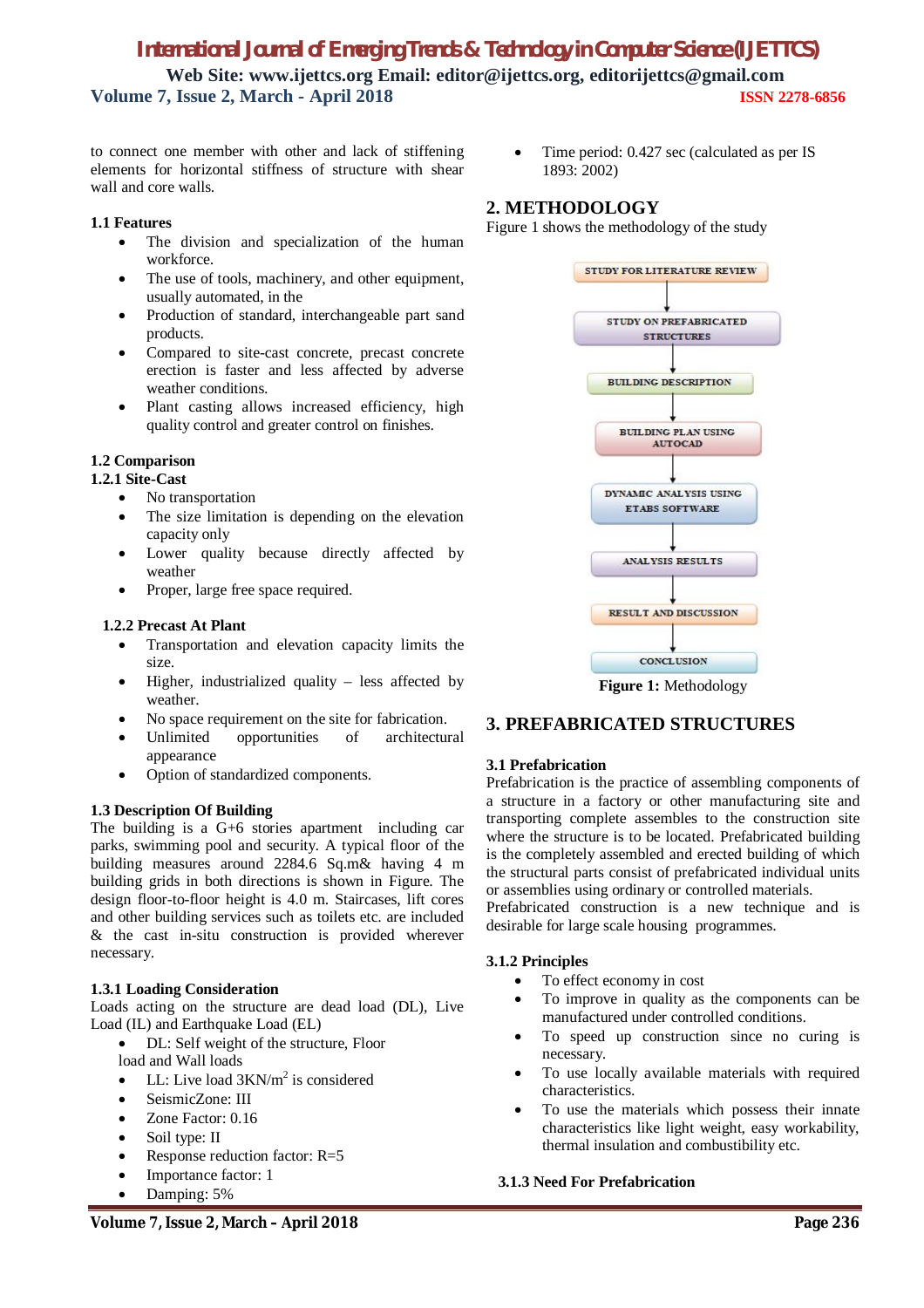to connect one member with other and lack of stiffening elements for horizontal stiffness of structure with shear wall and core walls.

### 1.1 Features

- The division and specialization of the human workforce.
- The use of tools, machinery, and other equipment, usually automated, in the
- Production of standard, interchangeable part sand products.
- Compared to site-cast concrete, precast concrete erection is faster and less affected by adverse weather conditions.
- Plant casting allows increased efficiency, high quality control and greater control on finishes.

### 1.2 Comparison

#### 1.2.1 Site-Cast

- No transportation
- The size limitation is depending on the elevation capacity only
- Lower quality because directly affected by weather
- Proper, large free space required.

#### 1.2.2 Precast At Plant

- Transportation and elevation capacity limits the size.
- Higher, industrialized quality – less affected by weather.
- No space requirement on the site for fabrication.
- Unlimited opportunities of architectural appearance
- Option of standardized components.

### 1.3 Description Of Building

The building is a G+6 stories apartment including car parks, swimming pool and security. A typical floor of the building measures around 2284.6 Sq.m& having 4 m building grids in both directions is shown in Figure. The design floor-to-floor height is 4.0 m. Staircases, lift cores and other building services such as toilets etc. are included & the cast in-situ construction is provided wherever necessary.

#### 1.3.1 Loading Consideration

Loads acting on the structure are dead load (DL), Live Load (IL) and Earthquake Load (EL)

- DL: Self weight of the structure, Floor load and Wall loads
- LL: Live load 3KN/m$^2$ is considered
- SeismicZone: III
- Zone Factor: 0.16
- Soil type: II
- Response reduction factor: R=5
- Importance factor: 1
- Damping: 5%
- Time period: 0.427 sec (calculated as per IS 1893: 2002)

## 2. METHODOLOGY

Figure 1 shows the methodology of the study

STUDY FOR LITERATURE REVIEW → STUDY ON PREFABRICATED STRUCTURES → BUILDING DESCRIPTION → BUILDING PLAN USING AUTOCAD → DYNAMIC ANALYSIS USING ETABS SOFTWARE → ANALYSIS RESULTS → RESULT AND DISCUSSION → CONCLUSION

**Figure 1:** Methodology

## 3. PREFABRICATED STRUCTURES

### 3.1 Prefabrication

Prefabrication is the practice of assembling components of a structure in a factory or other manufacturing site and transporting complete assembles to the construction site where the structure is to be located. Prefabricated building is the completely assembled and erected building of which the structural parts consist of prefabricated individual units or assemblies using ordinary or controlled materials. Prefabricated construction is a new technique and is desirable for large scale housing programmes.

#### 3.1.2 Principles

- To effect economy in cost
- To improve in quality as the components can be manufactured under controlled conditions.
- To speed up construction since no curing is necessary.
- To use locally available materials with required characteristics.
- To use the materials which possess their innate characteristics like light weight, easy workability, thermal insulation and combustibility etc.

#### 3.1.3 Need For Prefabrication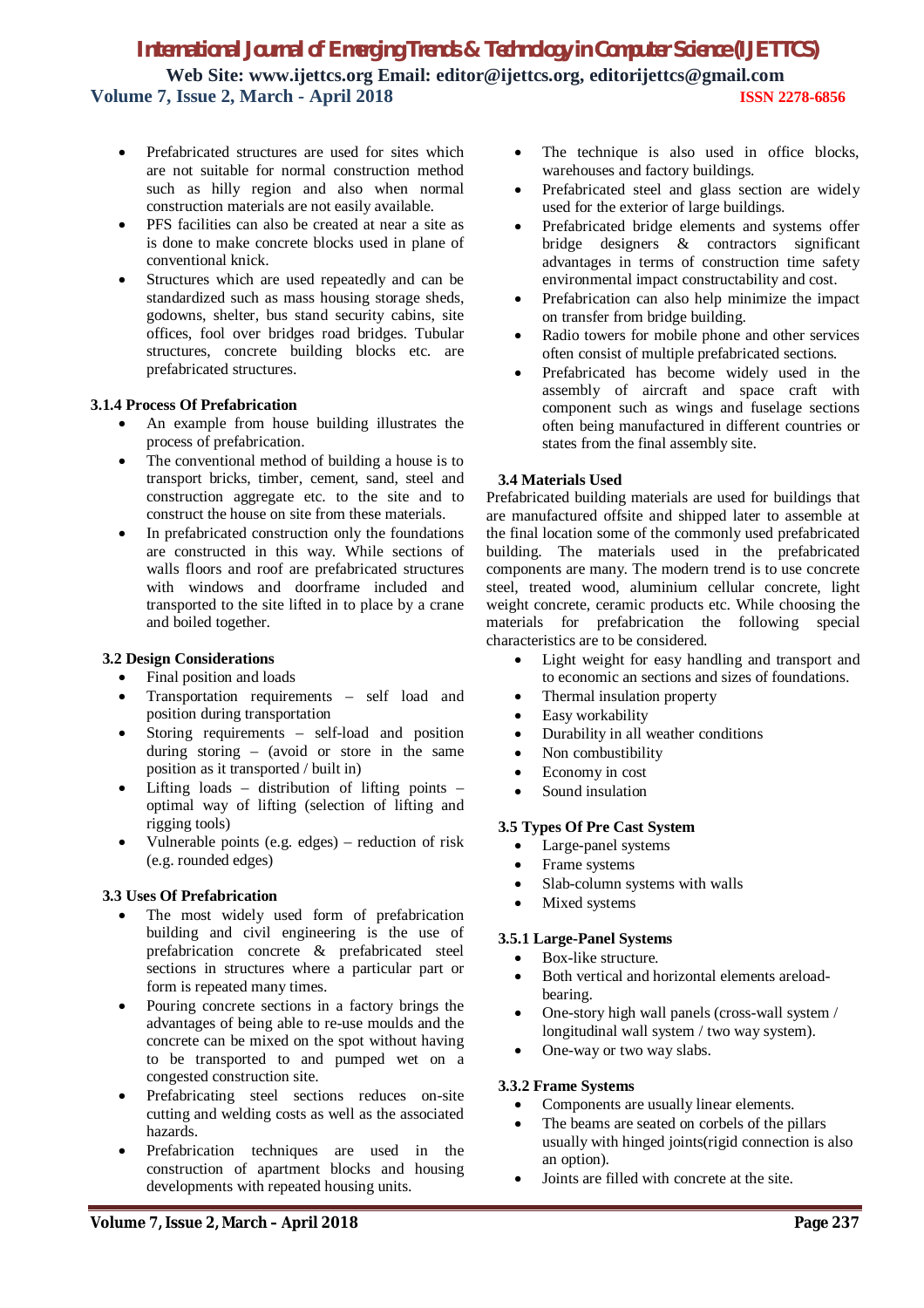- Prefabricated structures are used for sites which are not suitable for normal construction method such as hilly region and also when normal construction materials are not easily available.
- PFS facilities can also be created at near a site as is done to make concrete blocks used in plane of conventional knick.
- Structures which are used repeatedly and can be standardized such as mass housing storage sheds, godowns, shelter, bus stand security cabins, site offices, fool over bridges road bridges. Tubular structures, concrete building blocks etc. are prefabricated structures.

### 3.1.4 Process Of Prefabrication

- An example from house building illustrates the process of prefabrication.
- The conventional method of building a house is to transport bricks, timber, cement, sand, steel and construction aggregate etc. to the site and to construct the house on site from these materials.
- In prefabricated construction only the foundations are constructed in this way. While sections of walls floors and roof are prefabricated structures with windows and doorframe included and transported to the site lifted in to place by a crane and boiled together.

### 3.2 Design Considerations

- Final position and loads
- Transportation requirements – self load and position during transportation
- Storing requirements – self-load and position during storing – (avoid or store in the same position as it transported / built in)
- Lifting loads – distribution of lifting points – optimal way of lifting (selection of lifting and rigging tools)
- Vulnerable points (e.g. edges) – reduction of risk (e.g. rounded edges)

### 3.3 Uses Of Prefabrication

- The most widely used form of prefabrication building and civil engineering is the use of prefabrication concrete & prefabricated steel sections in structures where a particular part or form is repeated many times.
- Pouring concrete sections in a factory brings the advantages of being able to re-use moulds and the concrete can be mixed on the spot without having to be transported to and pumped wet on a congested construction site.
- Prefabricating steel sections reduces on-site cutting and welding costs as well as the associated hazards.
- Prefabrication techniques are used in the construction of apartment blocks and housing developments with repeated housing units.
- The technique is also used in office blocks, warehouses and factory buildings.
- Prefabricated steel and glass section are widely used for the exterior of large buildings.
- Prefabricated bridge elements and systems offer bridge designers & contractors significant advantages in terms of construction time safety environmental impact constructability and cost.
- Prefabrication can also help minimize the impact on transfer from bridge building.
- Radio towers for mobile phone and other services often consist of multiple prefabricated sections.
- Prefabricated has become widely used in the assembly of aircraft and space craft with component such as wings and fuselage sections often being manufactured in different countries or states from the final assembly site.

### 3.4 Materials Used

Prefabricated building materials are used for buildings that are manufactured offsite and shipped later to assemble at the final location some of the commonly used prefabricated building. The materials used in the prefabricated components are many. The modern trend is to use concrete steel, treated wood, aluminium cellular concrete, light weight concrete, ceramic products etc. While choosing the materials for prefabrication the following special characteristics are to be considered.

- Light weight for easy handling and transport and to economic an sections and sizes of foundations.
- Thermal insulation property
- Easy workability
- Durability in all weather conditions
- Non combustibility
- Economy in cost
- Sound insulation

### 3.5 Types Of Pre Cast System

- Large-panel systems
- Frame systems
- Slab-column systems with walls
- Mixed systems

### 3.5.1 Large-Panel Systems

- Box-like structure.
- Both vertical and horizontal elements areload-bearing.
- One-story high wall panels (cross-wall system / longitudinal wall system / two way system).
- One-way or two way slabs.

### 3.3.2 Frame Systems

- Components are usually linear elements.
- The beams are seated on corbels of the pillars usually with hinged joints(rigid connection is also an option).
- Joints are filled with concrete at the site.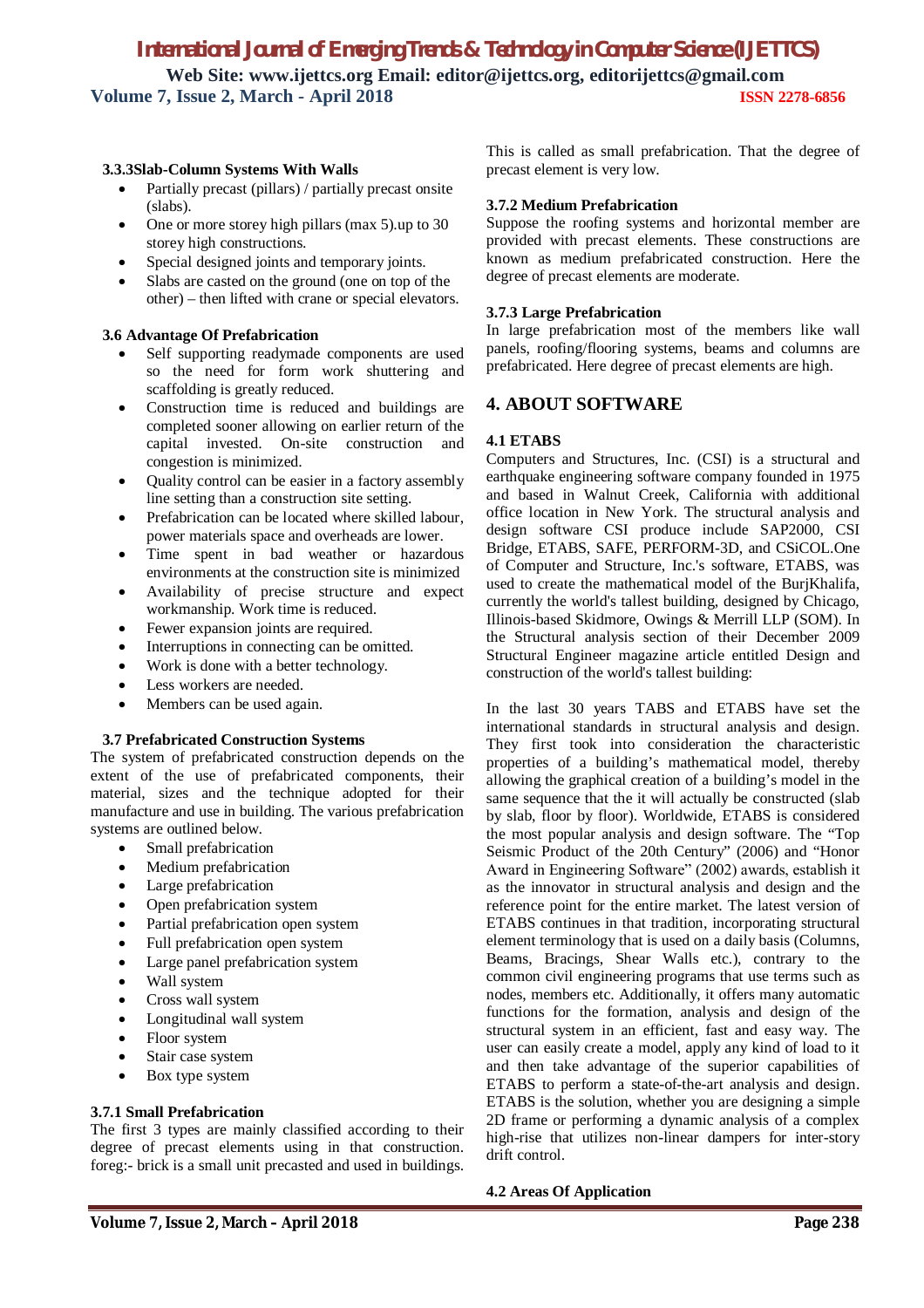#### 3.3.3Slab-Column Systems With Walls

- Partially precast (pillars) / partially precast onsite (slabs).
- One or more storey high pillars (max 5).up to 30 storey high constructions.
- Special designed joints and temporary joints.
- Slabs are casted on the ground (one on top of the other) – then lifted with crane or special elevators.

### 3.6 Advantage Of Prefabrication

- Self supporting readymade components are used so the need for form work shuttering and scaffolding is greatly reduced.
- Construction time is reduced and buildings are completed sooner allowing on earlier return of the capital invested. On-site construction and congestion is minimized.
- Quality control can be easier in a factory assembly line setting than a construction site setting.
- Prefabrication can be located where skilled labour, power materials space and overheads are lower.
- Time spent in bad weather or hazardous environments at the construction site is minimized
- Availability of precise structure and expect workmanship. Work time is reduced.
- Fewer expansion joints are required.
- Interruptions in connecting can be omitted.
- Work is done with a better technology.
- Less workers are needed.
- Members can be used again.

### 3.7 Prefabricated Construction Systems

The system of prefabricated construction depends on the extent of the use of prefabricated components, their material, sizes and the technique adopted for their manufacture and use in building. The various prefabrication systems are outlined below.

- Small prefabrication
- Medium prefabrication
- Large prefabrication
- Open prefabrication system
- Partial prefabrication open system
- Full prefabrication open system
- Large panel prefabrication system
- Wall system
- Cross wall system
- Longitudinal wall system
- Floor system
- Stair case system
- Box type system

#### 3.7.1 Small Prefabrication

The first 3 types are mainly classified according to their degree of precast elements using in that construction. foreg:- brick is a small unit precasted and used in buildings. This is called as small prefabrication. That the degree of precast element is very low.

#### 3.7.2 Medium Prefabrication

Suppose the roofing systems and horizontal member are provided with precast elements. These constructions are known as medium prefabricated construction. Here the degree of precast elements are moderate.

#### 3.7.3 Large Prefabrication

In large prefabrication most of the members like wall panels, roofing/flooring systems, beams and columns are prefabricated. Here degree of precast elements are high.

## 4. ABOUT SOFTWARE

### 4.1 ETABS

Computers and Structures, Inc. (CSI) is a structural and earthquake engineering software company founded in 1975 and based in Walnut Creek, California with additional office location in New York. The structural analysis and design software CSI produce include SAP2000, CSI Bridge, ETABS, SAFE, PERFORM-3D, and CSiCOL.One of Computer and Structure, Inc.'s software, ETABS, was used to create the mathematical model of the BurjKhalifa, currently the world's tallest building, designed by Chicago, Illinois-based Skidmore, Owings & Merrill LLP (SOM). In the Structural analysis section of their December 2009 Structural Engineer magazine article entitled Design and construction of the world's tallest building:

In the last 30 years TABS and ETABS have set the international standards in structural analysis and design. They first took into consideration the characteristic properties of a building's mathematical model, thereby allowing the graphical creation of a building's model in the same sequence that the it will actually be constructed (slab by slab, floor by floor). Worldwide, ETABS is considered the most popular analysis and design software. The "Top Seismic Product of the 20th Century" (2006) and "Honor Award in Engineering Software" (2002) awards, establish it as the innovator in structural analysis and design and the reference point for the entire market. The latest version of ETABS continues in that tradition, incorporating structural element terminology that is used on a daily basis (Columns, Beams, Bracings, Shear Walls etc.), contrary to the common civil engineering programs that use terms such as nodes, members etc. Additionally, it offers many automatic functions for the formation, analysis and design of the structural system in an efficient, fast and easy way. The user can easily create a model, apply any kind of load to it and then take advantage of the superior capabilities of ETABS to perform a state-of-the-art analysis and design. ETABS is the solution, whether you are designing a simple 2D frame or performing a dynamic analysis of a complex high-rise that utilizes non-linear dampers for inter-story drift control.

### 4.2 Areas Of Application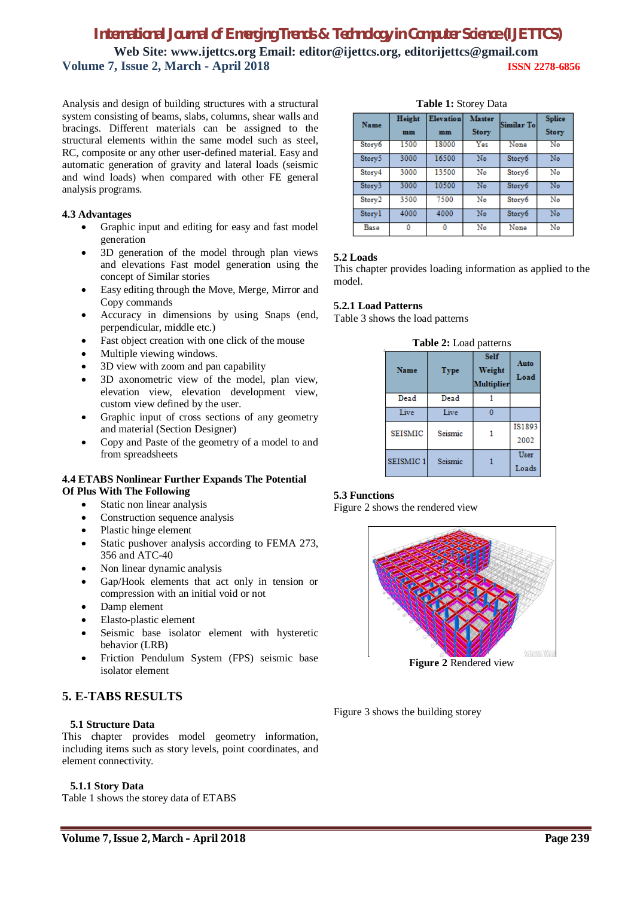Analysis and design of building structures with a structural system consisting of beams, slabs, columns, shear walls and bracings. Different materials can be assigned to the structural elements within the same model such as steel, RC, composite or any other user-defined material. Easy and automatic generation of gravity and lateral loads (seismic and wind loads) when compared with other FE general analysis programs.

### 4.3 Advantages

- Graphic input and editing for easy and fast model generation
- 3D generation of the model through plan views and elevations Fast model generation using the concept of Similar stories
- Easy editing through the Move, Merge, Mirror and Copy commands
- Accuracy in dimensions by using Snaps (end, perpendicular, middle etc.)
- Fast object creation with one click of the mouse
- Multiple viewing windows.
- 3D view with zoom and pan capability
- 3D axonometric view of the model, plan view, elevation view, elevation development view, custom view defined by the user.
- Graphic input of cross sections of any geometry and material (Section Designer)
- Copy and Paste of the geometry of a model to and from spreadsheets

### 4.4 ETABS Nonlinear Further Expands The Potential Of Plus With The Following

- Static non linear analysis
- Construction sequence analysis
- Plastic hinge element
- Static pushover analysis according to FEMA 273, 356 and ATC-40
- Non linear dynamic analysis
- Gap/Hook elements that act only in tension or compression with an initial void or not
- Damp element
- Elasto-plastic element
- Seismic base isolator element with hysteretic behavior (LRB)
- Friction Pendulum System (FPS) seismic base isolator element

## 5. E-TABS RESULTS

### 5.1 Structure Data

This chapter provides model geometry information, including items such as story levels, point coordinates, and element connectivity.

### 5.1.1 Story Data

Table 1 shows the storey data of ETABS

**Table 1:** Storey Data

| Name | Height mm | Elevation mm | Master Story | Similar To | Splice Story |
|---|---|---|---|---|---|
| Story6 | 1500 | 18000 | Yes | None | No |
| Story5 | 3000 | 16500 | No | Story6 | No |
| Story4 | 3000 | 13500 | No | Story6 | No |
| Story3 | 3000 | 10500 | No | Story6 | No |
| Story2 | 3500 | 7500 | No | Story6 | No |
| Story1 | 4000 | 4000 | No | Story6 | No |
| Base | 0 | 0 | No | None | No |

### 5.2 Loads

This chapter provides loading information as applied to the model.

### 5.2.1 Load Patterns

Table 3 shows the load patterns

**Table 2:** Load patterns

| Name | Type | Self Weight Multiplier | Auto Load |
|---|---|---|---|
| Dead | Dead | 1 | |
| Live | Live | 0 | |
| SEISMIC | Seismic | 1 | IS1893 2002 |
| SEISMIC 1 | Seismic | 1 | User Loads |

### 5.3 Functions

Figure 2 shows the rendered view

**Figure 2** Rendered view

Figure 3 shows the building storey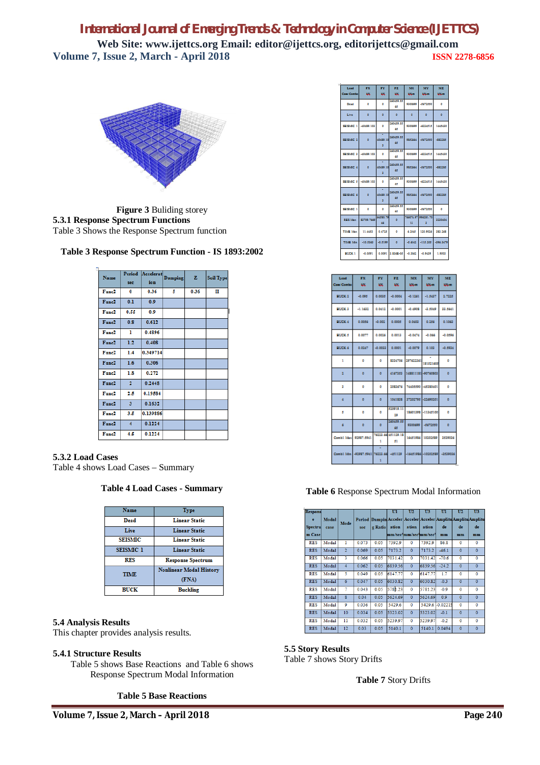Figure 3 Buliding storey

### 5.3.1 Response Spectrum Functions

Table 3 Shows the Response Spectrum function

**Table 3 Response Spectrum Function - IS 1893:2002**

| Name | Period sec | Acceleration | Damping | Z | Soil Type |
|---|---|---|---|---|---|
| Func2 | 0 | 0.36 | 5 | 0.36 | II |
| Func2 | 0.1 | 0.9 | | | |
| Func2 | 0.55 | 0.9 | | | |
| Func2 | 0.8 | 0.612 | | | |
| Func2 | 1 | 0.4896 | | | |
| Func2 | 1.2 | 0.408 | | | |
| Func2 | 1.4 | 0.349714 | | | |
| Func2 | 1.6 | 0.306 | | | |
| Func2 | 1.8 | 0.272 | | | |
| Func2 | 2 | 0.2448 | | | |
| Func2 | 2.5 | 0.19584 | | | |
| Func2 | 3 | 0.1632 | | | |
| Func2 | 3.5 | 0.139886 | | | |
| Func2 | 4 | 0.1224 | | | |
| Func2 | 4.5 | 0.1224 | | | |

### 5.3.2 Load Cases

Table 4 shows Load Cases – Summary

**Table 4 Load Cases - Summary**

| Name | Type |
|---|---|
| Dead | Linear Static |
| Live | Linear Static |
| SEISMIC | Linear Static |
| SEISMIC 1 | Linear Static |
| RES | Response Spectrum |
| TIME | Nonlinear Modal History (FNA) |
| BUCK | Buckling |

## 5.4 Analysis Results

This chapter provides analysis results.

### 5.4.1 Structure Results

Table 5 shows Base Reactions and Table 6 shows Response Spectrum Modal Information

**Table 5 Base Reactions**

| Load Case/Combo | FX kN | FY kN | FZ kN | MX kN-m | MY kN-m | MZ kN-m |
|---|---|---|---|---|---|---|
| Dead | 0 | 0 | 260659.55 65 | 9300899 | -5672550 | 0 |
| Live | 0 | 0 | 0 | 0 | 0 | 0 |
| SEISMIC 1 | -40689.103 | 0 | 260659.55 65 | 9300899 | -6224515 | 1465450 |
| SEISMIC 2 | 0 | -40689.10 3 | 260659.55 65 | 9852864 | -5672550 | -882285 |
| SEISMIC 3 | -40689.103 | 0 | 260659.55 65 | 9300899 | -6224515 | 1465450 |
| SEISMIC 4 | 0 | -40689.10 3 | 260659.55 65 | 9852864 | -5672550 | -882285 |
| SEISMIC 5 | -40689.103 | 0 | 260659.55 65 | 9300899 | -6224515 | 1465450 |
| SEISMIC 6 | 0 | -40689.10 3 | 260659.55 65 | 9852864 | -5672550 | -882285 |
| SEISMIC 1 | 0 | 0 | 260659.55 65 | 9300899 | -5672550 | 0 |
| RES Max | 83709.7669 | 46580.79 66 | 0 | 766078.97 11 | 996281.70 5 | 2530604 |
| TIME Max | 11.4653 | 0.6725 | 0 | 6.2465 | 120.9026 | 282.285 |
| TIME Min | -10.5383 | -0.5199 | 0 | -5.6442 | -115.205 | -296.3479 |
| BUCK 1 | -0.0591 | 0.0091 | 3.836E-05 | -0.2862 | -0.9439 | 1.9502 |
| BUCK 2 | -0.095 | 0.0035 | -0.0004 | -0.1261 | -1.5427 | 2.7225 |
| BUCK 3 | -1.1452 | 0.0412 | -0.0001 | -0.4908 | -2.5049 | 33.5641 |
| BUCK 4 | 0.0056 | -0.002 | 0.0005 | 0.0602 | 0.259 | 0.1063 |
| BUCK 5 | 0.0077 | 0.0026 | 0.0013 | -0.0474 | -0.066 | -0.0598 |
| BUCK 6 | 0.0267 | -0.0033 | 0.0001 | -0.0079 | 0.103 | -0.5934 |
| 1 | 0 | 0 | 8324708 | 297422263 | -181521605 | 0 |
| 2 | 0 | 0 | 4167353 | 148811181 | -90760803 | 0 |
| 3 | 0 | 0 | 2083676 | 74405590 | -45380401 | 0 |
| 4 | 0 | 0 | 1041838 | 37202795 | -22690201 | 0 |
| 5 | 0 | 0 | 520919.11 29 | 18601398 | -11345100 | 0 |
| 6 | 0 | 0 | 260659.55 65 | 9300899 | -5672550 | 0 |
| Comb1 Max | 92987.5941 | 78223.46 1 | 451129.18 51 | 16451986 | 10202589 | 2539036 |
| Comb1 Min | -92987.5941 | -78223.46 1 | -451129 | -16451986 | -10202589 | -2539036 |

**Table 6** Response Spectrum Modal Information

| Response Spectrum Case | Modal case | Mode | Period sec | Damping Ratio | U1 Acceleration mm/sec² | U2 Acceleration mm/sec² | U3 Acceleration mm/sec² | U1 Amplitude mm | U2 Amplitude mm | U3 Amplitude mm |
|---|---|---|---|---|---|---|---|---|---|---|
| RES | Modal | 1 | 0.073 | 0.05 | 7392.9 | 0 | 7392.9 | 86.8 | 0 | 0 |
| RES | Modal | 2 | 0.069 | 0.05 | 7173.2 | 0 | 7173.2 | -46.1 | 0 | 0 |
| RES | Modal | 3 | 0.066 | 0.05 | 7031.42 | 0 | 7031.42 | -70.6 | 0 | 0 |
| RES | Modal | 4 | 0.062 | 0.05 | 6839.56 | 0 | 6839.56 | -24.2 | 0 | 0 |
| RES | Modal | 5 | 0.049 | 0.05 | 6147.77 | 0 | 6147.77 | 1.7 | 0 | 0 |
| RES | Modal | 6 | 0.047 | 0.05 | 6030.82 | 0 | 6030.82 | -0.3 | 0 | 0 |
| RES | Modal | 7 | 0.043 | 0.05 | 5781.23 | 0 | 5781.23 | -0.9 | 0 | 0 |
| RES | Modal | 8 | 0.04 | 0.05 | 5624.69 | 0 | 5624.69 | 0.9 | 0 | 0 |
| RES | Modal | 9 | 0.036 | 0.05 | 5429.6 | 0 | 5429.6 | -0.02215 | 0 | 0 |
| RES | Modal | 10 | 0.034 | 0.05 | 5323.02 | 0 | 5323.02 | -0.1 | 0 | 0 |
| RES | Modal | 11 | 0.032 | 0.05 | 5239.97 | 0 | 5239.97 | -0.2 | 0 | 0 |
| RES | Modal | 12 | 0.03 | 0.05 | 5140.1 | 0 | 5140.1 | 0.0494 | 0 | 0 |

## 5.5 Story Results

Table 7 shows Story Drifts

**Table 7** Story Drifts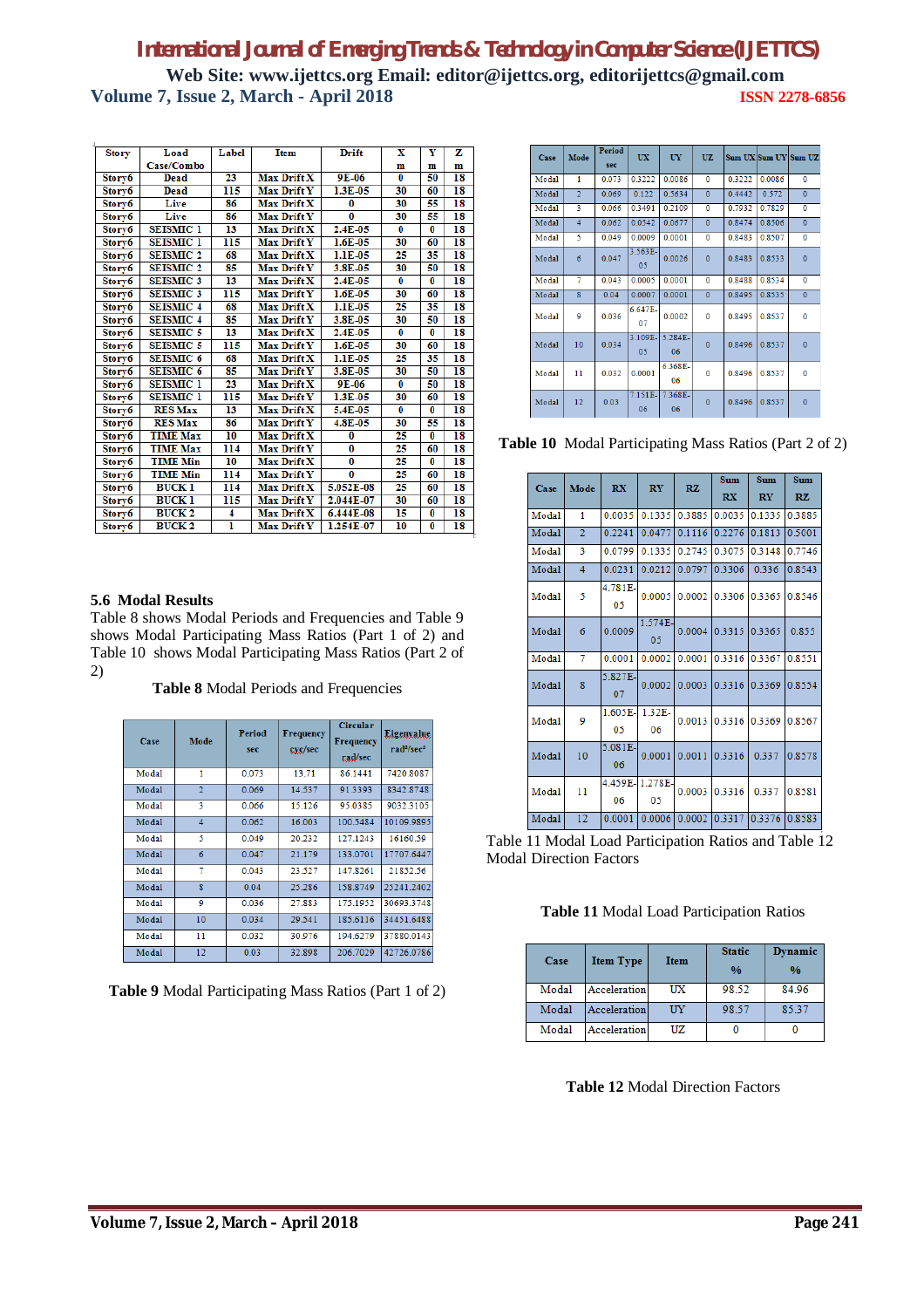| Story | Load Case/Combo | Label | Item | Drift | X m | Y m | Z m |
|---|---|---|---|---|---|---|---|
| Story6 | Dead | 23 | Max Drift X | 9E-06 | 0 | 50 | 18 |
| Story6 | Dead | 115 | Max Drift Y | 1.3E-05 | 30 | 60 | 18 |
| Story6 | Live | 86 | Max Drift X | 0 | 30 | 55 | 18 |
| Story6 | Live | 86 | Max Drift Y | 0 | 30 | 55 | 18 |
| Story6 | SEISMIC 1 | 13 | Max Drift X | 2.4E-05 | 0 | 0 | 18 |
| Story6 | SEISMIC 1 | 115 | Max Drift Y | 1.6E-05 | 30 | 60 | 18 |
| Story6 | SEISMIC 2 | 68 | Max Drift X | 1.1E-05 | 25 | 35 | 18 |
| Story6 | SEISMIC 2 | 85 | Max Drift Y | 3.8E-05 | 30 | 50 | 18 |
| Story6 | SEISMIC 3 | 13 | Max Drift X | 2.4E-05 | 0 | 0 | 18 |
| Story6 | SEISMIC 3 | 115 | Max Drift Y | 1.6E-05 | 30 | 60 | 18 |
| Story6 | SEISMIC 4 | 68 | Max Drift X | 1.1E-05 | 25 | 35 | 18 |
| Story6 | SEISMIC 4 | 85 | Max Drift Y | 3.8E-05 | 30 | 50 | 18 |
| Story6 | SEISMIC 5 | 13 | Max Drift X | 2.4E-05 | 0 | 0 | 18 |
| Story6 | SEISMIC 5 | 115 | Max Drift Y | 1.6E-05 | 30 | 60 | 18 |
| Story6 | SEISMIC 6 | 68 | Max Drift X | 1.1E-05 | 25 | 35 | 18 |
| Story6 | SEISMIC 6 | 85 | Max Drift Y | 3.8E-05 | 30 | 50 | 18 |
| Story6 | SEISMIC 1 | 23 | Max Drift X | 9E-06 | 0 | 50 | 18 |
| Story6 | SEISMIC 1 | 115 | Max Drift Y | 1.3E-05 | 30 | 60 | 18 |
| Story6 | RES Max | 13 | Max Drift X | 5.4E-05 | 0 | 0 | 18 |
| Story6 | RES Max | 86 | Max Drift Y | 4.8E-05 | 30 | 55 | 18 |
| Story6 | TIME Max | 10 | Max Drift X | 0 | 25 | 0 | 18 |
| Story6 | TIME Max | 114 | Max Drift Y | 0 | 25 | 60 | 18 |
| Story6 | TIME Min | 10 | Max Drift X | 0 | 25 | 0 | 18 |
| Story6 | TIME Min | 114 | Max Drift Y | 0 | 25 | 60 | 18 |
| Story6 | BUCK 1 | 114 | Max Drift X | 5.052E-08 | 25 | 60 | 18 |
| Story6 | BUCK 1 | 115 | Max Drift Y | 2.044E-07 | 30 | 60 | 18 |
| Story6 | BUCK 2 | 4 | Max Drift X | 6.444E-08 | 15 | 0 | 18 |
| Story6 | BUCK 2 | 1 | Max Drift Y | 1.254E-07 | 10 | 0 | 18 |

## 5.6 Modal Results

Table 8 shows Modal Periods and Frequencies and Table 9 shows Modal Participating Mass Ratios (Part 1 of 2) and Table 10 shows Modal Participating Mass Ratios (Part 2 of 2)

**Table 8** Modal Periods and Frequencies

| Case | Mode | Period sec | Frequency cyc/sec | Circular Frequency rad/sec | Eigenvalue rad²/sec² |
|---|---|---|---|---|---|
| Modal | 1 | 0.073 | 13.71 | 86.1441 | 7420.8087 |
| Modal | 2 | 0.069 | 14.537 | 91.3393 | 8342.8748 |
| Modal | 3 | 0.066 | 15.126 | 95.0385 | 9032.3105 |
| Modal | 4 | 0.062 | 16.003 | 100.5484 | 10109.9895 |
| Modal | 5 | 0.049 | 20.232 | 127.1243 | 16160.59 |
| Modal | 6 | 0.047 | 21.179 | 133.0701 | 17707.6447 |
| Modal | 7 | 0.043 | 23.527 | 147.8261 | 21852.56 |
| Modal | 8 | 0.04 | 25.286 | 158.8749 | 25241.2402 |
| Modal | 9 | 0.036 | 27.883 | 175.1952 | 30693.3748 |
| Modal | 10 | 0.034 | 29.541 | 185.6116 | 34451.6488 |
| Modal | 11 | 0.032 | 30.976 | 194.6279 | 37880.0143 |
| Modal | 12 | 0.03 | 32.898 | 206.7029 | 42726.0786 |

**Table 9** Modal Participating Mass Ratios (Part 1 of 2)

| Case | Mode | Period sec | UX | UY | UZ | Sum UX | Sum UY | Sum UZ |
|---|---|---|---|---|---|---|---|---|
| Modal | 1 | 0.073 | 0.3222 | 0.0086 | 0 | 0.3222 | 0.0086 | 0 |
| Modal | 2 | 0.069 | 0.122 | 0.5634 | 0 | 0.4442 | 0.572 | 0 |
| Modal | 3 | 0.066 | 0.3491 | 0.2109 | 0 | 0.7932 | 0.7829 | 0 |
| Modal | 4 | 0.062 | 0.0542 | 0.0677 | 0 | 0.8474 | 0.8506 | 0 |
| Modal | 5 | 0.049 | 0.0009 | 0.0001 | 0 | 0.8483 | 0.8507 | 0 |
| Modal | 6 | 0.047 | 3.563E-05 | 0.0026 | 0 | 0.8483 | 0.8533 | 0 |
| Modal | 7 | 0.043 | 0.0005 | 0.0001 | 0 | 0.8488 | 0.8534 | 0 |
| Modal | 8 | 0.04 | 0.0007 | 0.0001 | 0 | 0.8495 | 0.8535 | 0 |
| Modal | 9 | 0.036 | 6.647E-07 | 0.0002 | 0 | 0.8495 | 0.8537 | 0 |
| Modal | 10 | 0.034 | 3.109E-05 | 5.284E-06 | 0 | 0.8496 | 0.8537 | 0 |
| Modal | 11 | 0.032 | 0.0001 | 6.368E-06 | 0 | 0.8496 | 0.8537 | 0 |
| Modal | 12 | 0.03 | 7.151E-06 | 7.368E-06 | 0 | 0.8496 | 0.8537 | 0 |

**Table 10** Modal Participating Mass Ratios (Part 2 of 2)

| Case | Mode | RX | RY | RZ | Sum RX | Sum RY | Sum RZ |
|---|---|---|---|---|---|---|---|
| Modal | 1 | 0.0035 | 0.1335 | 0.3885 | 0.0035 | 0.1335 | 0.3885 |
| Modal | 2 | 0.2241 | 0.0477 | 0.1116 | 0.2276 | 0.1813 | 0.5001 |
| Modal | 3 | 0.0799 | 0.1335 | 0.2745 | 0.3075 | 0.3148 | 0.7746 |
| Modal | 4 | 0.0231 | 0.0212 | 0.0797 | 0.3306 | 0.336 | 0.8543 |
| Modal | 5 | 4.781E-05 | 0.0005 | 0.0002 | 0.3306 | 0.3365 | 0.8546 |
| Modal | 6 | 0.0009 | 1.574E-05 | 0.0004 | 0.3315 | 0.3365 | 0.855 |
| Modal | 7 | 0.0001 | 0.0002 | 0.0001 | 0.3316 | 0.3367 | 0.8551 |
| Modal | 8 | 5.827E-07 | 0.0002 | 0.0003 | 0.3316 | 0.3369 | 0.8554 |
| Modal | 9 | 1.605E-05 | 1.32E-06 | 0.0013 | 0.3316 | 0.3369 | 0.8567 |
| Modal | 10 | 5.081E-06 | 0.0001 | 0.0011 | 0.3316 | 0.337 | 0.8578 |
| Modal | 11 | 4.459E-06 | 1.278E-05 | 0.0003 | 0.3316 | 0.337 | 0.8581 |
| Modal | 12 | 0.0001 | 0.0006 | 0.0002 | 0.3317 | 0.3376 | 0.8583 |

Table 11 Modal Load Participation Ratios and Table 12 Modal Direction Factors

**Table 11** Modal Load Participation Ratios

| Case | Item Type | Item | Static % | Dynamic % |
|---|---|---|---|---|
| Modal | Acceleration | UX | 98.52 | 84.96 |
| Modal | Acceleration | UY | 98.57 | 85.37 |
| Modal | Acceleration | UZ | 0 | 0 |

**Table 12** Modal Direction Factors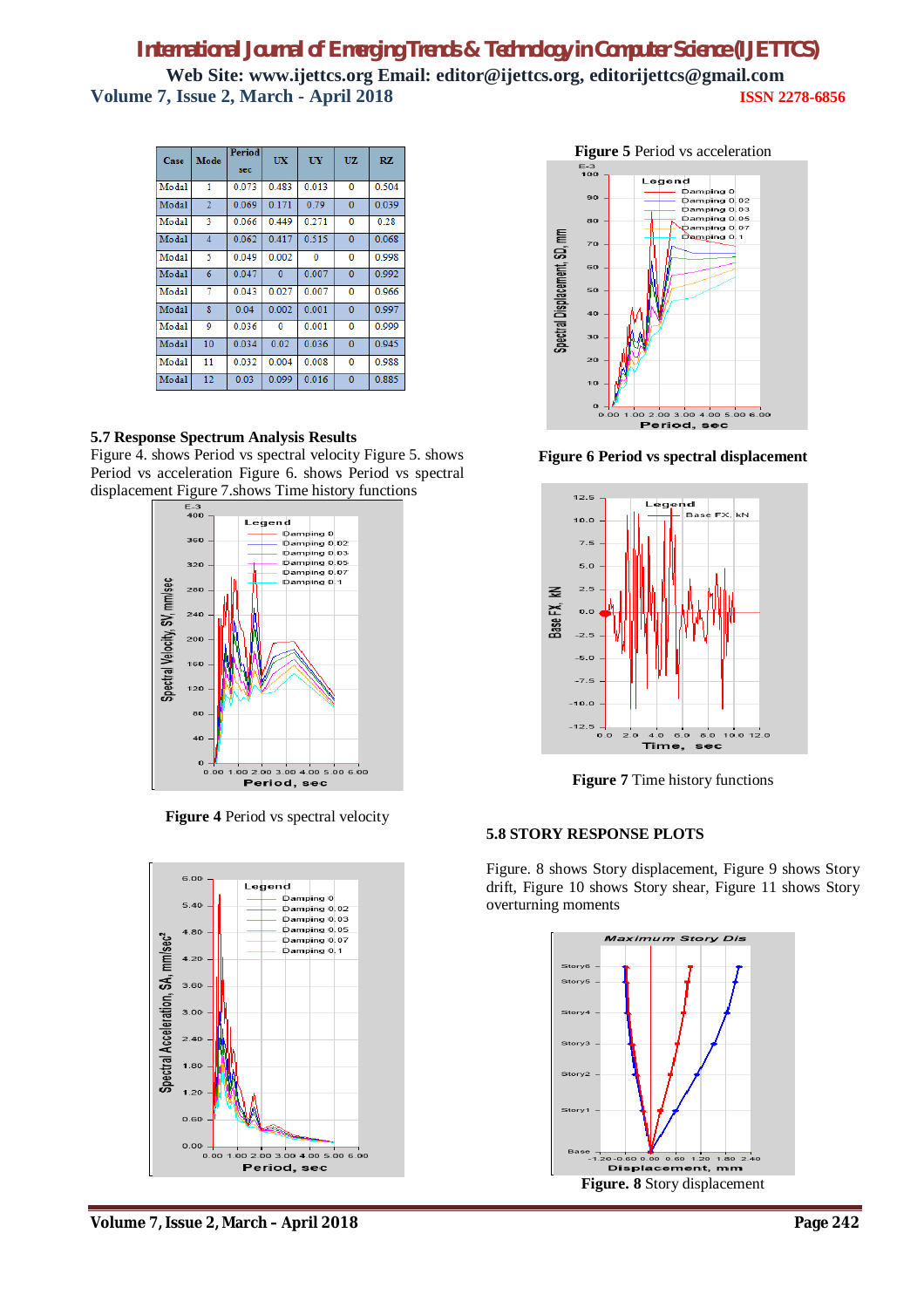| Case | Mode | Period sec | UX | UY | UZ | RZ |
|---|---|---|---|---|---|---|
| Modal | 1 | 0.073 | 0.483 | 0.013 | 0 | 0.504 |
| Modal | 2 | 0.069 | 0.171 | 0.79 | 0 | 0.039 |
| Modal | 3 | 0.066 | 0.449 | 0.271 | 0 | 0.28 |
| Modal | 4 | 0.062 | 0.417 | 0.515 | 0 | 0.068 |
| Modal | 5 | 0.049 | 0.002 | 0 | 0 | 0.998 |
| Modal | 6 | 0.047 | 0 | 0.007 | 0 | 0.992 |
| Modal | 7 | 0.043 | 0.027 | 0.007 | 0 | 0.966 |
| Modal | 8 | 0.04 | 0.002 | 0.001 | 0 | 0.997 |
| Modal | 9 | 0.036 | 0 | 0.001 | 0 | 0.999 |
| Modal | 10 | 0.034 | 0.02 | 0.036 | 0 | 0.945 |
| Modal | 11 | 0.032 | 0.004 | 0.008 | 0 | 0.988 |
| Modal | 12 | 0.03 | 0.099 | 0.016 | 0 | 0.885 |

**5.7 Response Spectrum Analysis Results**

Figure 4. shows Period vs spectral velocity Figure 5. shows Period vs acceleration Figure 6. shows Period vs spectral displacement Figure 7.shows Time history functions

**Figure 4** Period vs spectral velocity

**Figure 5** Period vs acceleration

**Figure 6 Period vs spectral displacement**

**Figure 7** Time history functions

**5.8 STORY RESPONSE PLOTS**

Figure. 8 shows Story displacement, Figure 9 shows Story drift, Figure 10 shows Story shear, Figure 11 shows Story overturning moments

**Figure. 8** Story displacement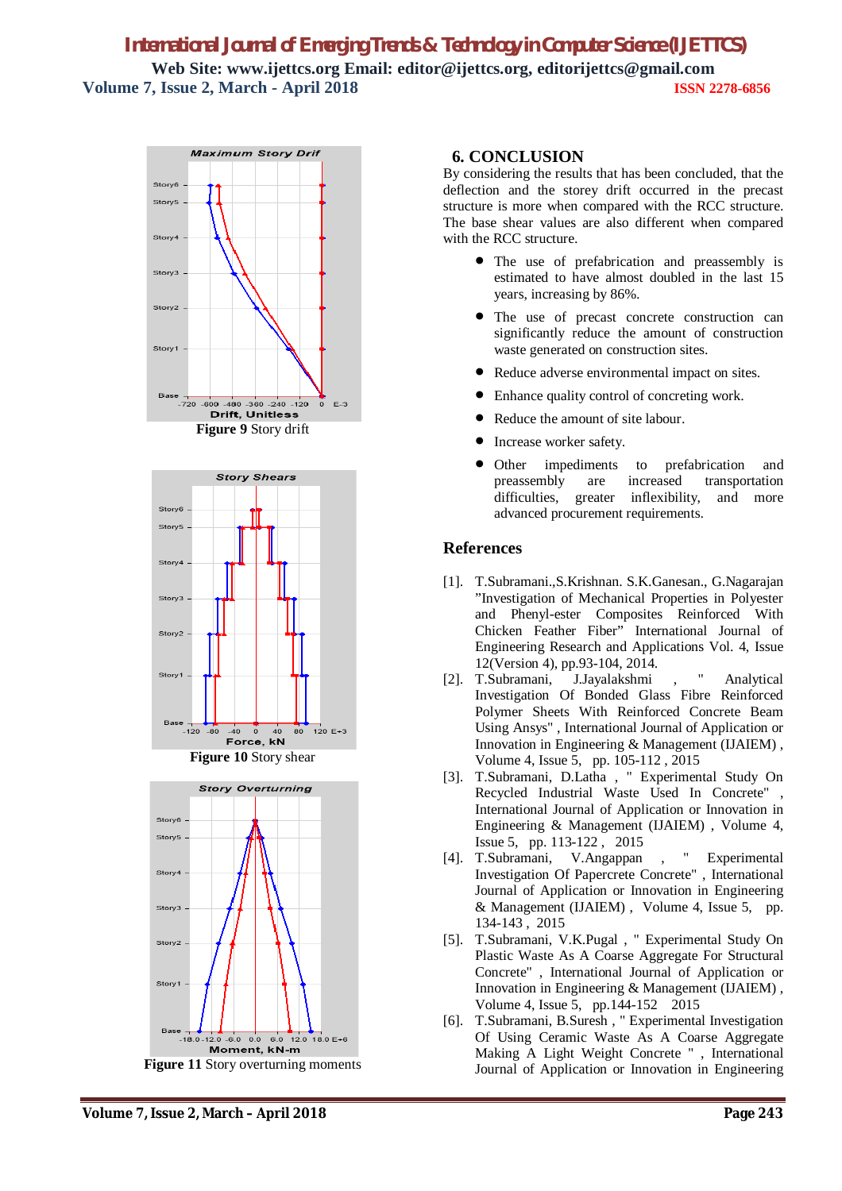Figure 9 Story drift

Figure 10 Story shear

Figure 11 Story overturning moments

## 6. CONCLUSION

By considering the results that has been concluded, that the deflection and the storey drift occurred in the precast structure is more when compared with the RCC structure. The base shear values are also different when compared with the RCC structure.

- The use of prefabrication and preassembly is estimated to have almost doubled in the last 15 years, increasing by 86%.
- The use of precast concrete construction can significantly reduce the amount of construction waste generated on construction sites.
- Reduce adverse environmental impact on sites.
- Enhance quality control of concreting work.
- Reduce the amount of site labour.
- Increase worker safety.
- Other impediments to prefabrication and preassembly are increased transportation difficulties, greater inflexibility, and more advanced procurement requirements.

## References

[1]. T.Subramani.,S.Krishnan. S.K.Ganesan., G.Nagarajan "Investigation of Mechanical Properties in Polyester and Phenyl-ester Composites Reinforced With Chicken Feather Fiber" International Journal of Engineering Research and Applications Vol. 4, Issue 12(Version 4), pp.93-104, 2014.

[2]. T.Subramani, J.Jayalakshmi , " Analytical Investigation Of Bonded Glass Fibre Reinforced Polymer Sheets With Reinforced Concrete Beam Using Ansys" , International Journal of Application or Innovation in Engineering & Management (IJAIEM) , Volume 4, Issue 5, pp. 105-112 , 2015

[3]. T.Subramani, D.Latha , " Experimental Study On Recycled Industrial Waste Used In Concrete" , International Journal of Application or Innovation in Engineering & Management (IJAIEM) , Volume 4, Issue 5, pp. 113-122 , 2015

[4]. T.Subramani, V.Angappan , " Experimental Investigation Of Papercrete Concrete" , International Journal of Application or Innovation in Engineering & Management (IJAIEM) , Volume 4, Issue 5, pp. 134-143 , 2015

[5]. T.Subramani, V.K.Pugal , " Experimental Study On Plastic Waste As A Coarse Aggregate For Structural Concrete" , International Journal of Application or Innovation in Engineering & Management (IJAIEM) , Volume 4, Issue 5, pp.144-152 2015

[6]. T.Subramani, B.Suresh , " Experimental Investigation Of Using Ceramic Waste As A Coarse Aggregate Making A Light Weight Concrete " , International Journal of Application or Innovation in Engineering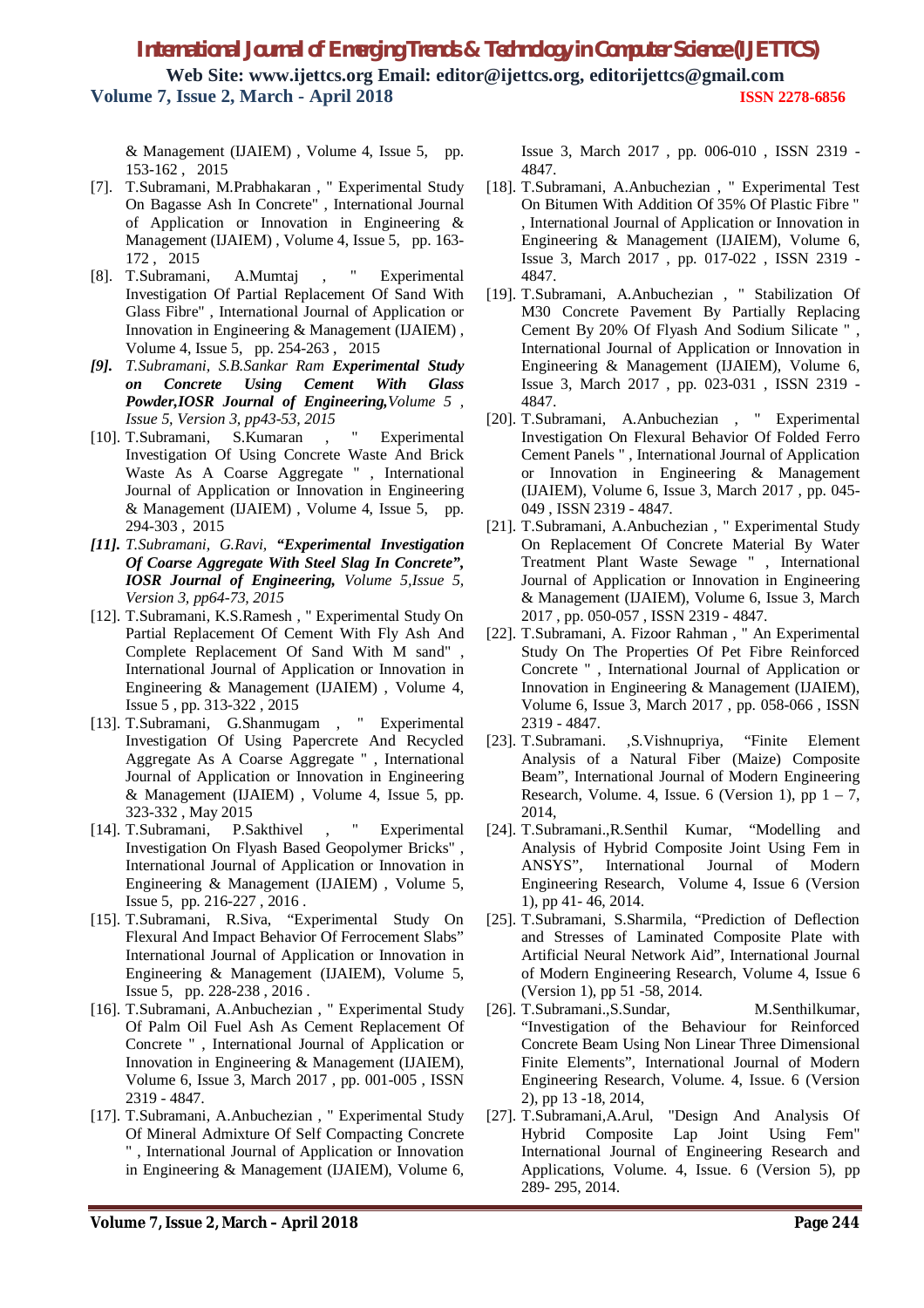& Management (IJAIEM) , Volume 4, Issue 5, pp. 153-162 , 2015

[7]. T.Subramani, M.Prabhakaran , " Experimental Study On Bagasse Ash In Concrete" , International Journal of Application or Innovation in Engineering & Management (IJAIEM) , Volume 4, Issue 5, pp. 163-172 , 2015

[8]. T.Subramani, A.Mumtaj , " Experimental Investigation Of Partial Replacement Of Sand With Glass Fibre" , International Journal of Application or Innovation in Engineering & Management (IJAIEM) , Volume 4, Issue 5, pp. 254-263 , 2015

*[9]. T.Subramani, S.B.Sankar Ram* ***Experimental Study on Concrete Using Cement With Glass Powder,IOSR Journal of Engineering,****Volume 5 , Issue 5, Version 3, pp43-53, 2015*

[10]. T.Subramani, S.Kumaran , " Experimental Investigation Of Using Concrete Waste And Brick Waste As A Coarse Aggregate " , International Journal of Application or Innovation in Engineering & Management (IJAIEM) , Volume 4, Issue 5, pp. 294-303 , 2015

*[11]. T.Subramani, G.Ravi,* ***"Experimental Investigation Of Coarse Aggregate With Steel Slag In Concrete", IOSR Journal of Engineering,*** *Volume 5,Issue 5, Version 3, pp64-73, 2015*

[12]. T.Subramani, K.S.Ramesh , " Experimental Study On Partial Replacement Of Cement With Fly Ash And Complete Replacement Of Sand With M sand" , International Journal of Application or Innovation in Engineering & Management (IJAIEM) , Volume 4, Issue 5 , pp. 313-322 , 2015

[13]. T.Subramani, G.Shanmugam , " Experimental Investigation Of Using Papercrete And Recycled Aggregate As A Coarse Aggregate " , International Journal of Application or Innovation in Engineering & Management (IJAIEM) , Volume 4, Issue 5, pp. 323-332 , May 2015

[14]. T.Subramani, P.Sakthivel , " Experimental Investigation On Flyash Based Geopolymer Bricks" , International Journal of Application or Innovation in Engineering & Management (IJAIEM) , Volume 5, Issue 5, pp. 216-227 , 2016 .

[15]. T.Subramani, R.Siva, "Experimental Study On Flexural And Impact Behavior Of Ferrocement Slabs" International Journal of Application or Innovation in Engineering & Management (IJAIEM), Volume 5, Issue 5, pp. 228-238 , 2016 .

[16]. T.Subramani, A.Anbuchezian , " Experimental Study Of Palm Oil Fuel Ash As Cement Replacement Of Concrete " , International Journal of Application or Innovation in Engineering & Management (IJAIEM), Volume 6, Issue 3, March 2017 , pp. 001-005 , ISSN 2319 - 4847.

[17]. T.Subramani, A.Anbuchezian , " Experimental Study Of Mineral Admixture Of Self Compacting Concrete " , International Journal of Application or Innovation in Engineering & Management (IJAIEM), Volume 6, Issue 3, March 2017 , pp. 006-010 , ISSN 2319 - 4847.

[18]. T.Subramani, A.Anbuchezian , " Experimental Test On Bitumen With Addition Of 35% Of Plastic Fibre " , International Journal of Application or Innovation in Engineering & Management (IJAIEM), Volume 6, Issue 3, March 2017 , pp. 017-022 , ISSN 2319 - 4847.

[19]. T.Subramani, A.Anbuchezian , " Stabilization Of M30 Concrete Pavement By Partially Replacing Cement By 20% Of Flyash And Sodium Silicate " , International Journal of Application or Innovation in Engineering & Management (IJAIEM), Volume 6, Issue 3, March 2017 , pp. 023-031 , ISSN 2319 - 4847.

[20]. T.Subramani, A.Anbuchezian , " Experimental Investigation On Flexural Behavior Of Folded Ferro Cement Panels " , International Journal of Application or Innovation in Engineering & Management (IJAIEM), Volume 6, Issue 3, March 2017 , pp. 045-049 , ISSN 2319 - 4847.

[21]. T.Subramani, A.Anbuchezian , " Experimental Study On Replacement Of Concrete Material By Water Treatment Plant Waste Sewage " , International Journal of Application or Innovation in Engineering & Management (IJAIEM), Volume 6, Issue 3, March 2017 , pp. 050-057 , ISSN 2319 - 4847.

[22]. T.Subramani, A. Fizoor Rahman , " An Experimental Study On The Properties Of Pet Fibre Reinforced Concrete " , International Journal of Application or Innovation in Engineering & Management (IJAIEM), Volume 6, Issue 3, March 2017 , pp. 058-066 , ISSN 2319 - 4847.

[23]. T.Subramani. ,S.Vishnupriya, "Finite Element Analysis of a Natural Fiber (Maize) Composite Beam", International Journal of Modern Engineering Research, Volume. 4, Issue. 6 (Version 1), pp 1 – 7, 2014,

[24]. T.Subramani.,R.Senthil Kumar, "Modelling and Analysis of Hybrid Composite Joint Using Fem in ANSYS", International Journal of Modern Engineering Research, Volume 4, Issue 6 (Version 1), pp 41- 46, 2014.

[25]. T.Subramani, S.Sharmila, "Prediction of Deflection and Stresses of Laminated Composite Plate with Artificial Neural Network Aid", International Journal of Modern Engineering Research, Volume 4, Issue 6 (Version 1), pp 51 -58, 2014.

[26]. T.Subramani.,S.Sundar, M.Senthilkumar, "Investigation of the Behaviour for Reinforced Concrete Beam Using Non Linear Three Dimensional Finite Elements", International Journal of Modern Engineering Research, Volume. 4, Issue. 6 (Version 2), pp 13 -18, 2014,

[27]. T.Subramani,A.Arul, "Design And Analysis Of Hybrid Composite Lap Joint Using Fem" International Journal of Engineering Research and Applications, Volume. 4, Issue. 6 (Version 5), pp 289- 295, 2014.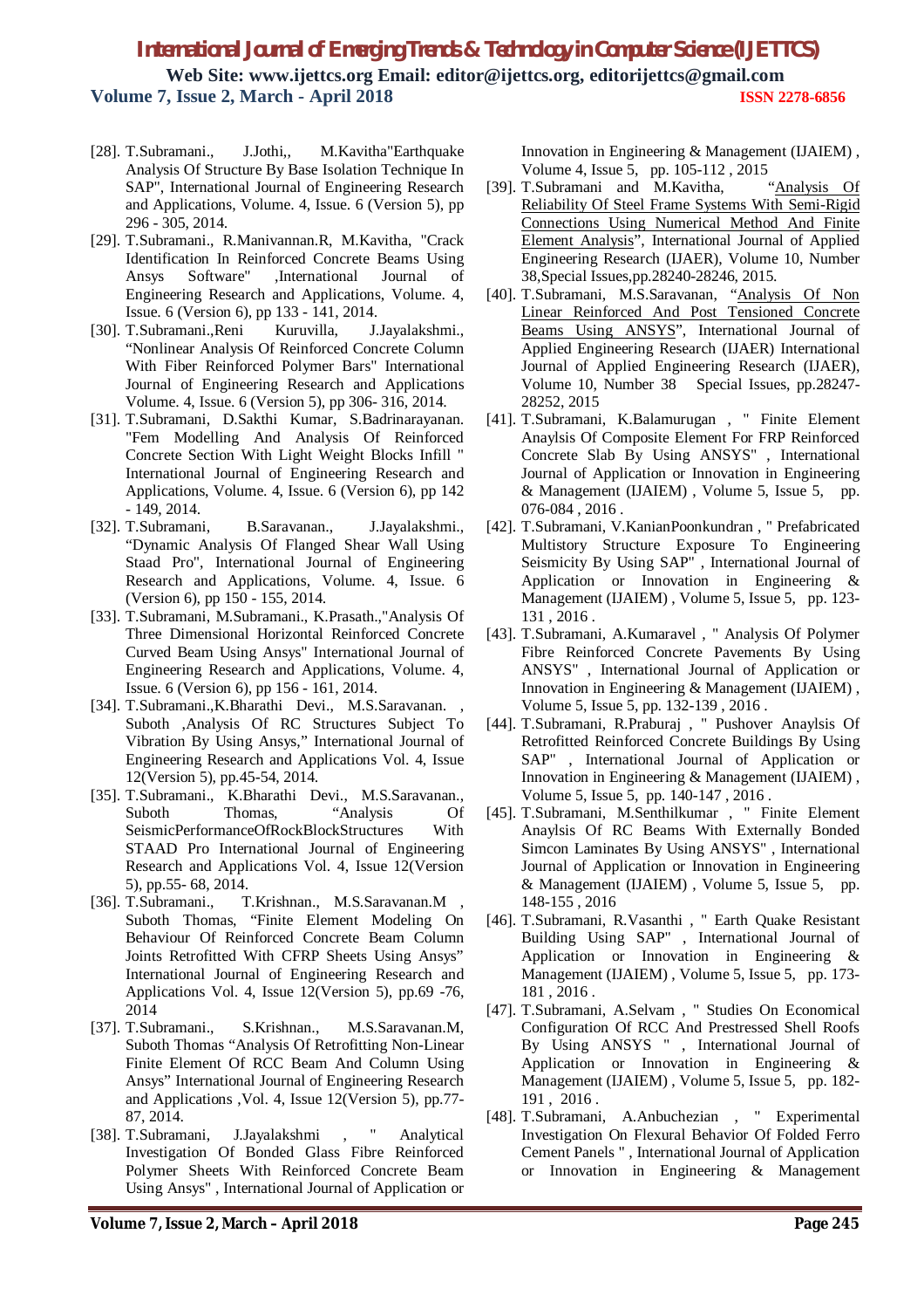[28]. T.Subramani., J.Jothi,, M.Kavitha"Earthquake Analysis Of Structure By Base Isolation Technique In SAP", International Journal of Engineering Research and Applications, Volume. 4, Issue. 6 (Version 5), pp 296 - 305, 2014.

[29]. T.Subramani., R.Manivannan.R, M.Kavitha, "Crack Identification In Reinforced Concrete Beams Using Ansys Software" ,International Journal of Engineering Research and Applications, Volume. 4, Issue. 6 (Version 6), pp 133 - 141, 2014.

[30]. T.Subramani.,Reni Kuruvilla, J.Jayalakshmi., "Nonlinear Analysis Of Reinforced Concrete Column With Fiber Reinforced Polymer Bars" International Journal of Engineering Research and Applications Volume. 4, Issue. 6 (Version 5), pp 306- 316, 2014.

[31]. T.Subramani, D.Sakthi Kumar, S.Badrinarayanan. "Fem Modelling And Analysis Of Reinforced Concrete Section With Light Weight Blocks Infill " International Journal of Engineering Research and Applications, Volume. 4, Issue. 6 (Version 6), pp 142 - 149, 2014.

[32]. T.Subramani, B.Saravanan., J.Jayalakshmi., "Dynamic Analysis Of Flanged Shear Wall Using Staad Pro", International Journal of Engineering Research and Applications, Volume. 4, Issue. 6 (Version 6), pp 150 - 155, 2014.

[33]. T.Subramani, M.Subramani., K.Prasath.,"Analysis Of Three Dimensional Horizontal Reinforced Concrete Curved Beam Using Ansys" International Journal of Engineering Research and Applications, Volume. 4, Issue. 6 (Version 6), pp 156 - 161, 2014.

[34]. T.Subramani.,K.Bharathi Devi., M.S.Saravanan. , Suboth ,Analysis Of RC Structures Subject To Vibration By Using Ansys," International Journal of Engineering Research and Applications Vol. 4, Issue 12(Version 5), pp.45-54, 2014.

[35]. T.Subramani., K.Bharathi Devi., M.S.Saravanan., Suboth Thomas, "Analysis Of SeismicPerformanceOfRockBlockStructures With STAAD Pro International Journal of Engineering Research and Applications Vol. 4, Issue 12(Version 5), pp.55- 68, 2014.

[36]. T.Subramani., T.Krishnan., M.S.Saravanan.M , Suboth Thomas, "Finite Element Modeling On Behaviour Of Reinforced Concrete Beam Column Joints Retrofitted With CFRP Sheets Using Ansys" International Journal of Engineering Research and Applications Vol. 4, Issue 12(Version 5), pp.69 -76, 2014

[37]. T.Subramani., S.Krishnan., M.S.Saravanan.M, Suboth Thomas "Analysis Of Retrofitting Non-Linear Finite Element Of RCC Beam And Column Using Ansys" International Journal of Engineering Research and Applications ,Vol. 4, Issue 12(Version 5), pp.77-87, 2014.

[38]. T.Subramani, J.Jayalakshmi , " Analytical Investigation Of Bonded Glass Fibre Reinforced Polymer Sheets With Reinforced Concrete Beam Using Ansys" , International Journal of Application or Innovation in Engineering & Management (IJAIEM) , Volume 4, Issue 5, pp. 105-112 , 2015

[39]. T.Subramani and M.Kavitha, "Analysis Of Reliability Of Steel Frame Systems With Semi-Rigid Connections Using Numerical Method And Finite Element Analysis", International Journal of Applied Engineering Research (IJAER), Volume 10, Number 38,Special Issues,pp.28240-28246, 2015.

[40]. T.Subramani, M.S.Saravanan, "Analysis Of Non Linear Reinforced And Post Tensioned Concrete Beams Using ANSYS", International Journal of Applied Engineering Research (IJAER) International Journal of Applied Engineering Research (IJAER), Volume 10, Number 38 Special Issues, pp.28247-28252, 2015

[41]. T.Subramani, K.Balamurugan , " Finite Element Anaylsis Of Composite Element For FRP Reinforced Concrete Slab By Using ANSYS" , International Journal of Application or Innovation in Engineering & Management (IJAIEM) , Volume 5, Issue 5, pp. 076-084 , 2016 .

[42]. T.Subramani, V.KanianPoonkundran , " Prefabricated Multistory Structure Exposure To Engineering Seismicity By Using SAP" , International Journal of Application or Innovation in Engineering & Management (IJAIEM) , Volume 5, Issue 5, pp. 123-131 , 2016 .

[43]. T.Subramani, A.Kumaravel , " Analysis Of Polymer Fibre Reinforced Concrete Pavements By Using ANSYS" , International Journal of Application or Innovation in Engineering & Management (IJAIEM) , Volume 5, Issue 5, pp. 132-139 , 2016 .

[44]. T.Subramani, R.Praburaj , " Pushover Anaylsis Of Retrofitted Reinforced Concrete Buildings By Using SAP" , International Journal of Application or Innovation in Engineering & Management (IJAIEM) , Volume 5, Issue 5, pp. 140-147 , 2016 .

[45]. T.Subramani, M.Senthilkumar , " Finite Element Anaylsis Of RC Beams With Externally Bonded Simcon Laminates By Using ANSYS" , International Journal of Application or Innovation in Engineering & Management (IJAIEM) , Volume 5, Issue 5, pp. 148-155 , 2016

[46]. T.Subramani, R.Vasanthi , " Earth Quake Resistant Building Using SAP" , International Journal of Application or Innovation in Engineering & Management (IJAIEM) , Volume 5, Issue 5, pp. 173-181 , 2016 .

[47]. T.Subramani, A.Selvam , " Studies On Economical Configuration Of RCC And Prestressed Shell Roofs By Using ANSYS " , International Journal of Application or Innovation in Engineering & Management (IJAIEM) , Volume 5, Issue 5, pp. 182-191 , 2016 .

[48]. T.Subramani, A.Anbuchezian , " Experimental Investigation On Flexural Behavior Of Folded Ferro Cement Panels " , International Journal of Application or Innovation in Engineering & Management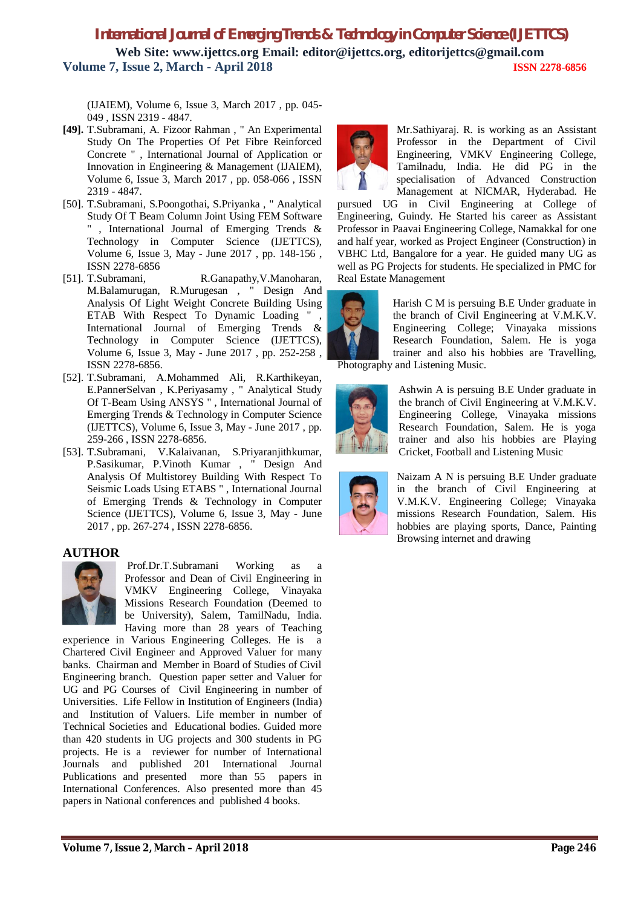(IJAIEM), Volume 6, Issue 3, March 2017 , pp. 045-049 , ISSN 2319 - 4847.

**[49].** T.Subramani, A. Fizoor Rahman , " An Experimental Study On The Properties Of Pet Fibre Reinforced Concrete " , International Journal of Application or Innovation in Engineering & Management (IJAIEM), Volume 6, Issue 3, March 2017 , pp. 058-066 , ISSN 2319 - 4847.

[50]. T.Subramani, S.Poongothai, S.Priyanka , " Analytical Study Of T Beam Column Joint Using FEM Software " , International Journal of Emerging Trends & Technology in Computer Science (IJETTCS), Volume 6, Issue 3, May - June 2017 , pp. 148-156 , ISSN 2278-6856

[51]. T.Subramani, R.Ganapathy,V.Manoharan, M.Balamurugan, R.Murugesan , " Design And Analysis Of Light Weight Concrete Building Using ETAB With Respect To Dynamic Loading " , International Journal of Emerging Trends & Technology in Computer Science (IJETTCS), Volume 6, Issue 3, May - June 2017 , pp. 252-258 , ISSN 2278-6856.

[52]. T.Subramani, A.Mohammed Ali, R.Karthikeyan, E.PannerSelvan , K.Periyasamy , " Analytical Study Of T-Beam Using ANSYS " , International Journal of Emerging Trends & Technology in Computer Science (IJETTCS), Volume 6, Issue 3, May - June 2017 , pp. 259-266 , ISSN 2278-6856.

[53]. T.Subramani, V.Kalaivanan, S.Priyaranjithkumar, P.Sasikumar, P.Vinoth Kumar , " Design And Analysis Of Multistorey Building With Respect To Seismic Loads Using ETABS " , International Journal of Emerging Trends & Technology in Computer Science (IJETTCS), Volume 6, Issue 3, May - June 2017 , pp. 267-274 , ISSN 2278-6856.

## AUTHOR

Prof.Dr.T.Subramani Working as a Professor and Dean of Civil Engineering in VMKV Engineering College, Vinayaka Missions Research Foundation (Deemed to be University), Salem, TamilNadu, India. Having more than 28 years of Teaching experience in Various Engineering Colleges. He is a Chartered Civil Engineer and Approved Valuer for many banks. Chairman and Member in Board of Studies of Civil Engineering branch. Question paper setter and Valuer for UG and PG Courses of Civil Engineering in number of Universities. Life Fellow in Institution of Engineers (India) and Institution of Valuers. Life member in number of Technical Societies and Educational bodies. Guided more than 420 students in UG projects and 300 students in PG projects. He is a reviewer for number of International Journals and published 201 International Journal Publications and presented more than 55 papers in International Conferences. Also presented more than 45 papers in National conferences and published 4 books.

Mr.Sathiyaraj. R. is working as an Assistant Professor in the Department of Civil Engineering, VMKV Engineering College, Tamilnadu, India. He did PG in the specialisation of Advanced Construction Management at NICMAR, Hyderabad. He pursued UG in Civil Engineering at College of Engineering, Guindy. He Started his career as Assistant Professor in Paavai Engineering College, Namakkal for one and half year, worked as Project Engineer (Construction) in VBHC Ltd, Bangalore for a year. He guided many UG as well as PG Projects for students. He specialized in PMC for Real Estate Management

Harish C M is persuing B.E Under graduate in the branch of Civil Engineering at V.M.K.V. Engineering College; Vinayaka missions Research Foundation, Salem. He is yoga trainer and also his hobbies are Travelling, Photography and Listening Music.

Ashwin A is persuing B.E Under graduate in the branch of Civil Engineering at V.M.K.V. Engineering College, Vinayaka missions Research Foundation, Salem. He is yoga trainer and also his hobbies are Playing Cricket, Football and Listening Music

Naizam A N is persuing B.E Under graduate in the branch of Civil Engineering at V.M.K.V. Engineering College; Vinayaka missions Research Foundation, Salem. His hobbies are playing sports, Dance, Painting Browsing internet and drawing